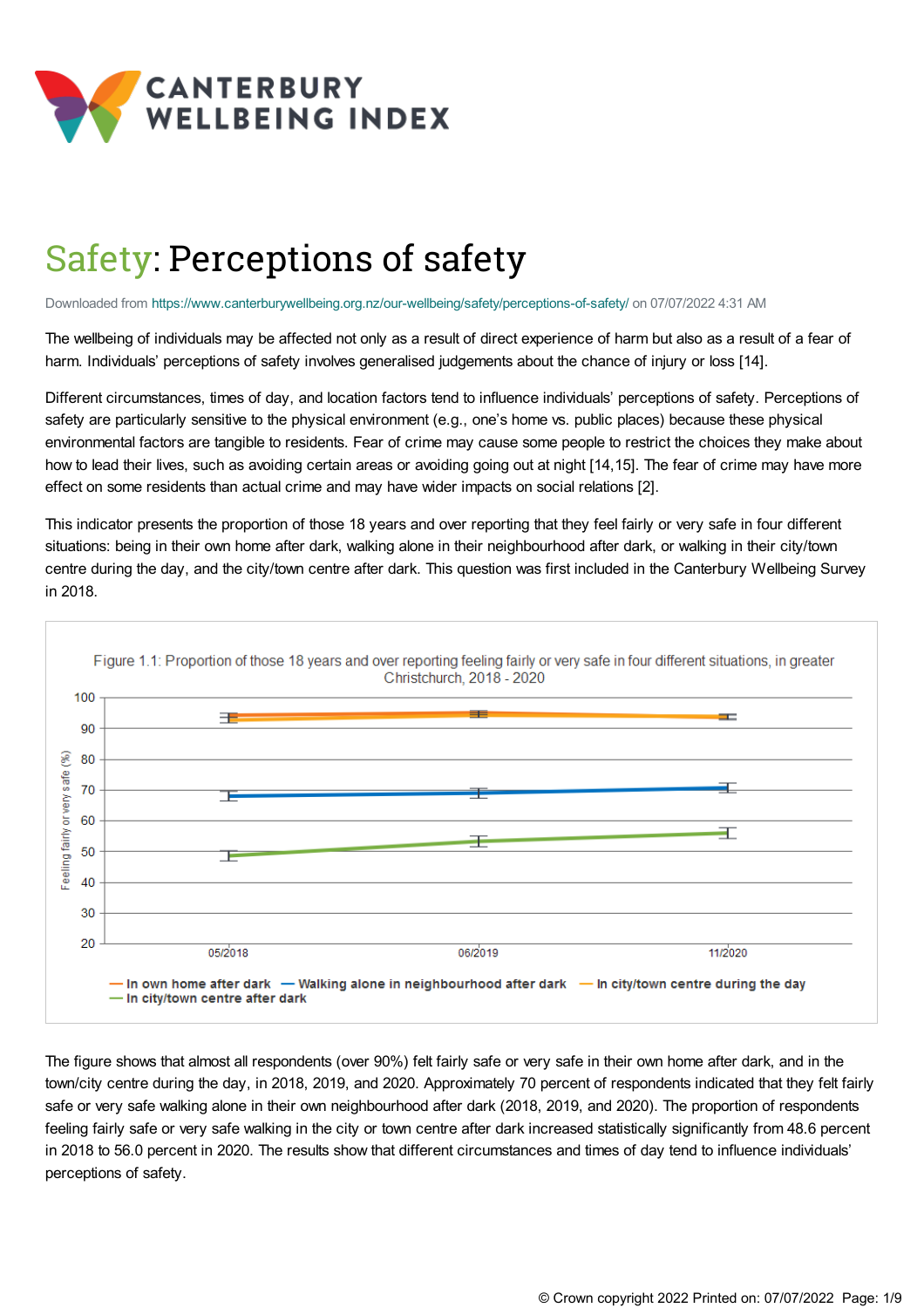# Safety: Perceptions of safety

Downloaded from https://www.canterburywellbeing.org.nz/our-wellbeing/safety/perceptions-of-safety/ on 07/07/2022 4:31 AM

The wellbeing of individuals may be affected not only as a result of direct experience of harm but also as a result of a fear of harm. Individuals' perceptions of safety involves generalised judgements about the chance of injury or loss [14].

Different circumstances, times of day, and location factors tend to influence individuals' perceptions of safety. Perceptions of safety are particularly sensitive to the physical environment (e.g., one's home vs. public places) because these physical environmental factors are tangible to residents. Fear of crime may cause some people to restrict the choices they make about how to lead their lives, such as avoiding certain areas or avoiding going out at night [14,15]. The fear of crime may have more effect on some residents than actual crime and may have wider impacts on social relations [2].

This indicator presents the proportion of those 18 years and over reporting that they feel fairly or very safe in four different situations: being in their own home after dark, walking alone in their neighbourhood after dark, or walking in their city/town centre during the day, and the city/town centre after dark. This question was first included in the Canterbury Wellbeing Survey in 2018.

Figure 1.1: Proportion of those 18 years and over reporting feeling fairly or very safe in four different situations, in greater Christchurch, 2018 - 2020

The figure shows that almost all respondents (over 90%) felt fairly safe or very safe in their own home after dark, and in the town/city centre during the day, in 2018, 2019, and 2020. Approximately 70 percent of respondents indicated that they felt fairly safe or very safe walking alone in their own neighbourhood after dark (2018, 2019, and 2020). The proportion of respondents feeling fairly safe or very safe walking in the city or town centre after dark increased statistically significantly from 48.6 percent in 2018 to 56.0 percent in 2020. The results show that different circumstances and times of day tend to influence individuals' perceptions of safety.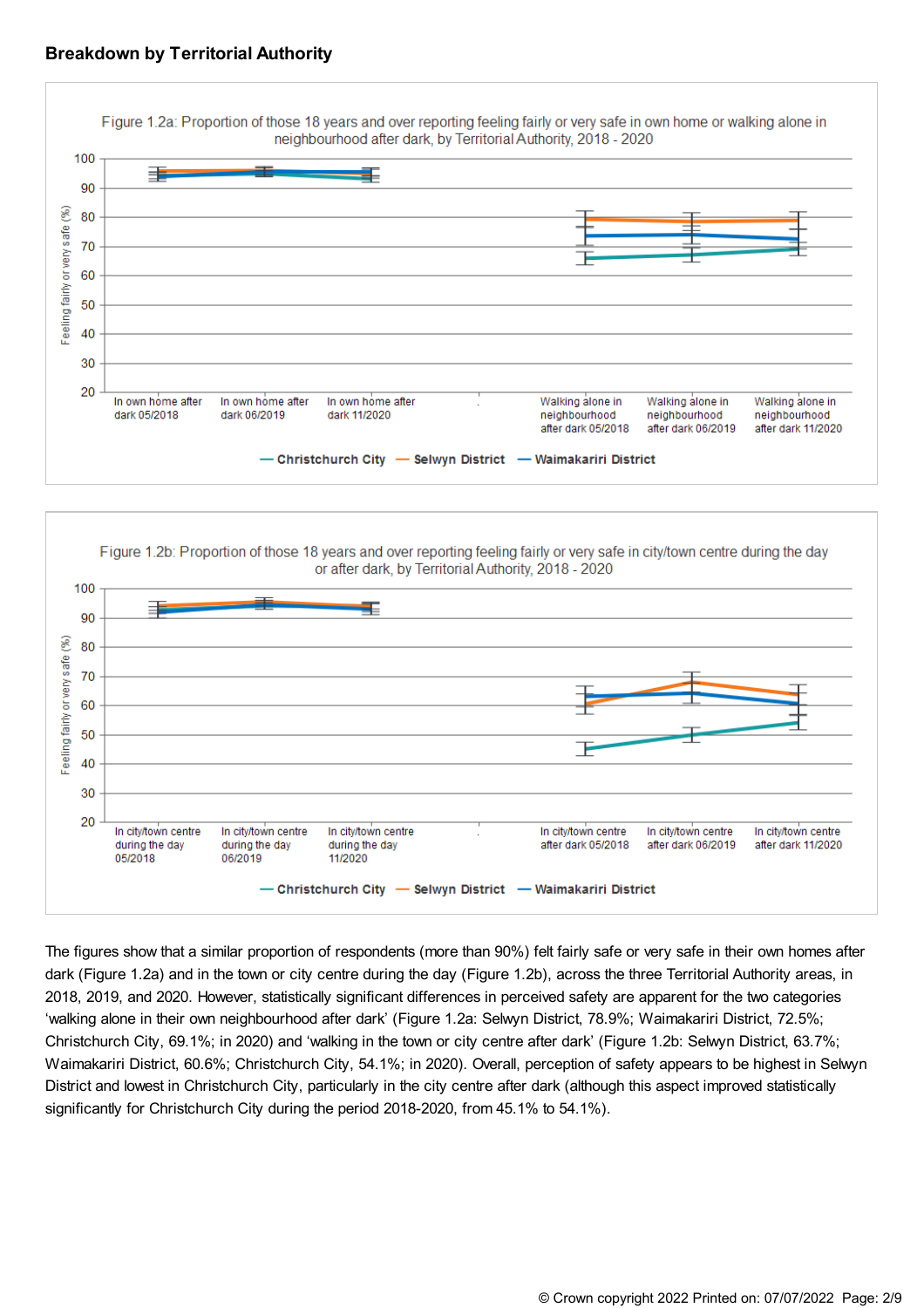## Breakdown by Territorial Authority

Figure 1.2a: Proportion of those 18 years and over reporting feeling fairly or very safe in own home or walking alone in neighbourhood after dark, by Territorial Authority, 2018 - 2020

Figure 1.2b: Proportion of those 18 years and over reporting feeling fairly or very safe in city/town centre during the day or after dark, by Territorial Authority, 2018 - 2020

The figures show that a similar proportion of respondents (more than 90%) felt fairly safe or very safe in their own homes after dark (Figure 1.2a) and in the town or city centre during the day (Figure 1.2b), across the three Territorial Authority areas, in 2018, 2019, and 2020. However, statistically significant differences in perceived safety are apparent for the two categories 'walking alone in their own neighbourhood after dark' (Figure 1.2a: Selwyn District, 78.9%; Waimakariri District, 72.5%; Christchurch City, 69.1%; in 2020) and 'walking in the town or city centre after dark' (Figure 1.2b: Selwyn District, 63.7%; Waimakariri District, 60.6%; Christchurch City, 54.1%; in 2020). Overall, perception of safety appears to be highest in Selwyn District and lowest in Christchurch City, particularly in the city centre after dark (although this aspect improved statistically significantly for Christchurch City during the period 2018-2020, from 45.1% to 54.1%).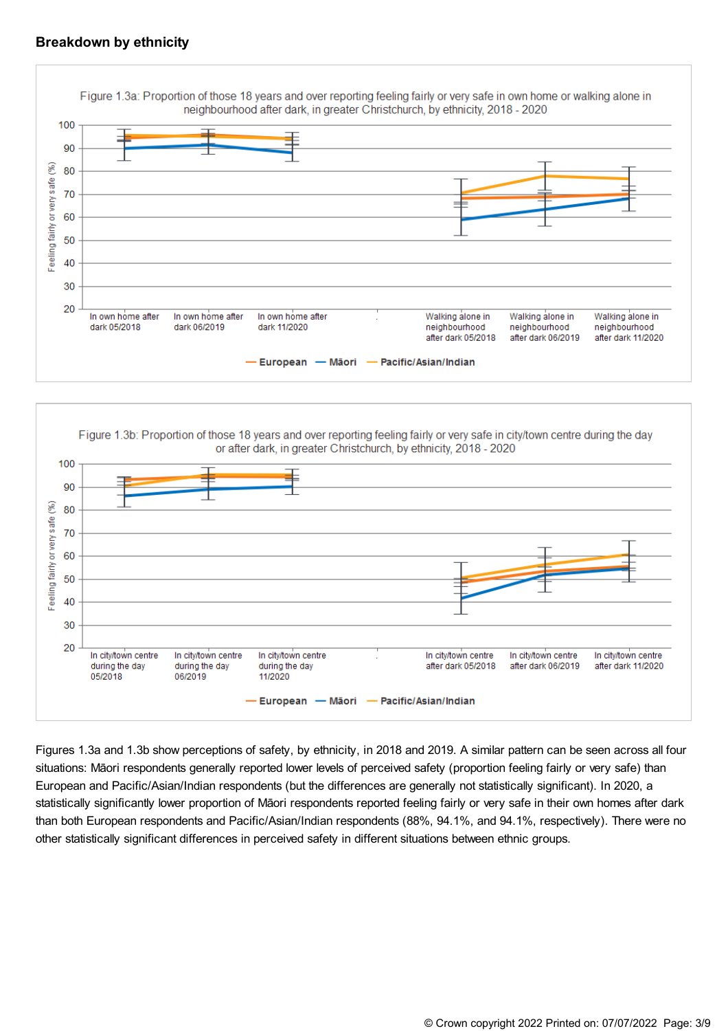## Breakdown by ethnicity

Figure 1.3a: Proportion of those 18 years and over reporting feeling fairly or very safe in own home or walking alone in neighbourhood after dark, in greater Christchurch, by ethnicity, 2018 - 2020

Figure 1.3b: Proportion of those 18 years and over reporting feeling fairly or very safe in city/town centre during the day or after dark, in greater Christchurch, by ethnicity, 2018 - 2020

Figures 1.3a and 1.3b show perceptions of safety, by ethnicity, in 2018 and 2019. A similar pattern can be seen across all four situations: Māori respondents generally reported lower levels of perceived safety (proportion feeling fairly or very safe) than European and Pacific/Asian/Indian respondents (but the differences are generally not statistically significant). In 2020, a statistically significantly lower proportion of Māori respondents reported feeling fairly or very safe in their own homes after dark than both European respondents and Pacific/Asian/Indian respondents (88%, 94.1%, and 94.1%, respectively). There were no other statistically significant differences in perceived safety in different situations between ethnic groups.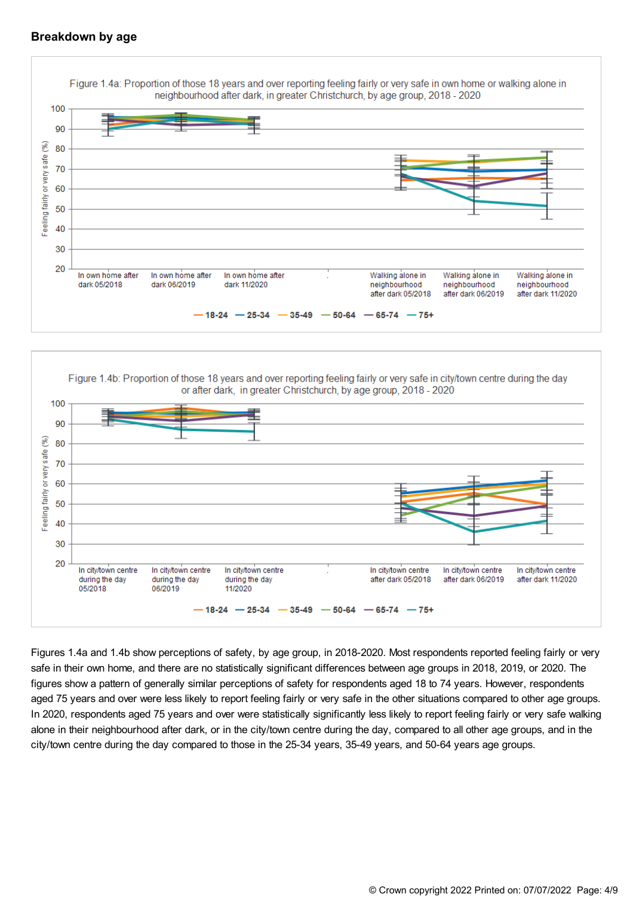## Breakdown by age

Figure 1.4a: Proportion of those 18 years and over reporting feeling fairly or very safe in own home or walking alone in neighbourhood after dark, in greater Christchurch, by age group, 2018 - 2020

Figure 1.4b: Proportion of those 18 years and over reporting feeling fairly or very safe in city/town centre during the day or after dark, in greater Christchurch, by age group, 2018 - 2020

Figures 1.4a and 1.4b show perceptions of safety, by age group, in 2018-2020. Most respondents reported feeling fairly or very safe in their own home, and there are no statistically significant differences between age groups in 2018, 2019, or 2020. The figures show a pattern of generally similar perceptions of safety for respondents aged 18 to 74 years. However, respondents aged 75 years and over were less likely to report feeling fairly or very safe in the other situations compared to other age groups. In 2020, respondents aged 75 years and over were statistically significantly less likely to report feeling fairly or very safe walking alone in their neighbourhood after dark, or in the city/town centre during the day, compared to all other age groups, and in the city/town centre during the day compared to those in the 25-34 years, 35-49 years, and 50-64 years age groups.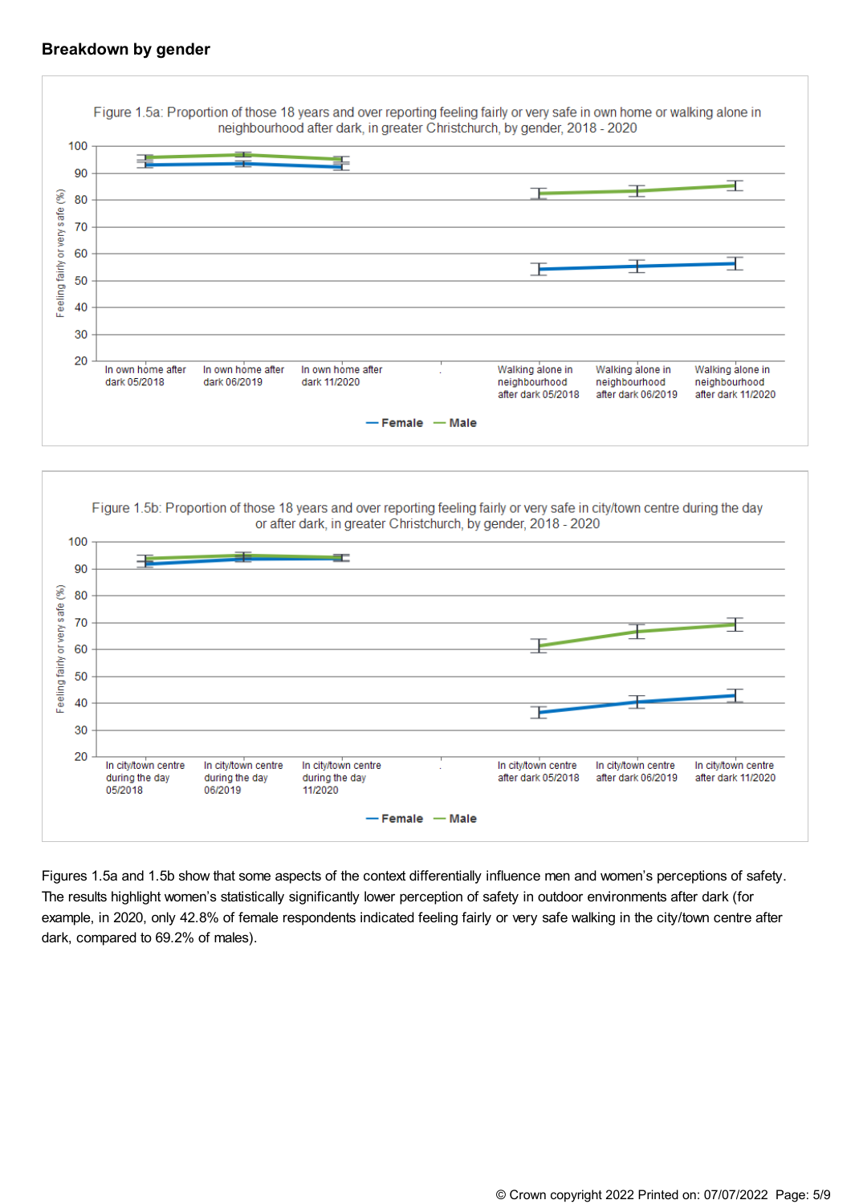## Breakdown by gender

Figure 1.5a: Proportion of those 18 years and over reporting feeling fairly or very safe in own home or walking alone in neighbourhood after dark, in greater Christchurch, by gender, 2018 - 2020

Figure 1.5b: Proportion of those 18 years and over reporting feeling fairly or very safe in city/town centre during the day or after dark, in greater Christchurch, by gender, 2018 - 2020

Figures 1.5a and 1.5b show that some aspects of the context differentially influence men and women's perceptions of safety. The results highlight women's statistically significantly lower perception of safety in outdoor environments after dark (for example, in 2020, only 42.8% of female respondents indicated feeling fairly or very safe walking in the city/town centre after dark, compared to 69.2% of males).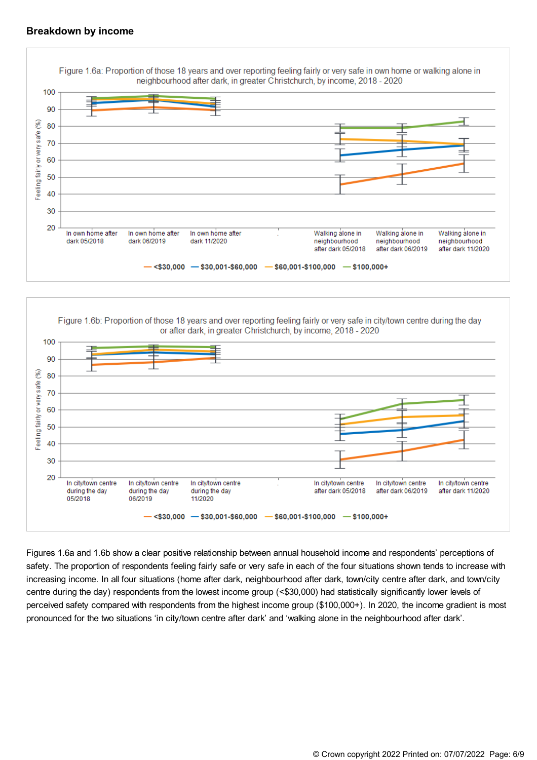## Breakdown by income

Figure 1.6a: Proportion of those 18 years and over reporting feeling fairly or very safe in own home or walking alone in neighbourhood after dark, in greater Christchurch, by income, 2018 - 2020

Figure 1.6b: Proportion of those 18 years and over reporting feeling fairly or very safe in city/town centre during the day or after dark, in greater Christchurch, by income, 2018 - 2020

Figures 1.6a and 1.6b show a clear positive relationship between annual household income and respondents' perceptions of safety. The proportion of respondents feeling fairly safe or very safe in each of the four situations shown tends to increase with increasing income. In all four situations (home after dark, neighbourhood after dark, town/city centre after dark, and town/city centre during the day) respondents from the lowest income group (<$30,000) had statistically significantly lower levels of perceived safety compared with respondents from the highest income group ($100,000+). In 2020, the income gradient is most pronounced for the two situations 'in city/town centre after dark' and 'walking alone in the neighbourhood after dark'.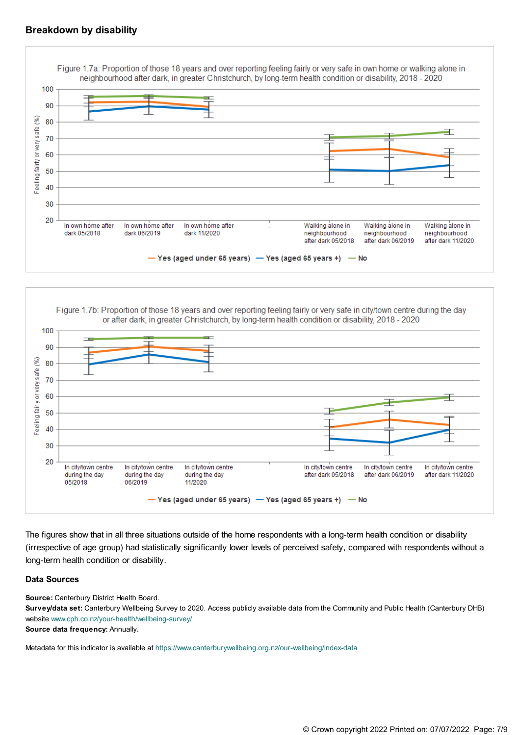## Breakdown by disability

Figure 1.7a: Proportion of those 18 years and over reporting feeling fairly or very safe in own home or walking alone in neighbourhood after dark, in greater Christchurch, by long-term health condition or disability, 2018 - 2020

Figure 1.7b: Proportion of those 18 years and over reporting feeling fairly or very safe in city/town centre during the day or after dark, in greater Christchurch, by long-term health condition or disability, 2018 - 2020

The figures show that in all three situations outside of the home respondents with a long-term health condition or disability (irrespective of age group) had statistically significantly lower levels of perceived safety, compared with respondents without a long-term health condition or disability.

### Data Sources

**Source:** Canterbury District Health Board.
**Survey/data set:** Canterbury Wellbeing Survey to 2020. Access publicly available data from the Community and Public Health (Canterbury DHB) website www.cph.co.nz/your-health/wellbeing-survey/
**Source data frequency:** Annually.

Metadata for this indicator is available at https://www.canterburywellbeing.org.nz/our-wellbeing/index-data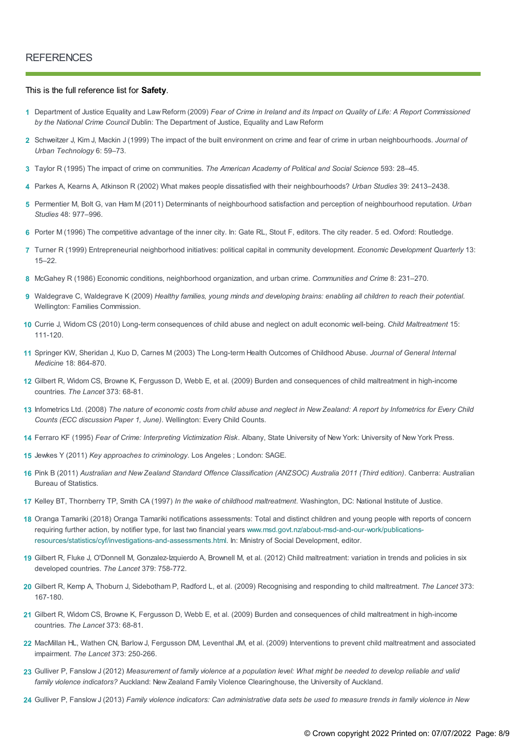## REFERENCES

This is the full reference list for **Safety**.

1. Department of Justice Equality and Law Reform (2009) *Fear of Crime in Ireland and its Impact on Quality of Life: A Report Commissioned by the National Crime Council* Dublin: The Department of Justice, Equality and Law Reform
2. Schweitzer J, Kim J, Mackin J (1999) The impact of the built environment on crime and fear of crime in urban neighbourhoods. *Journal of Urban Technology* 6: 59–73.
3. Taylor R (1995) The impact of crime on communities. *The American Academy of Political and Social Science* 593: 28–45.
4. Parkes A, Kearns A, Atkinson R (2002) What makes people dissatisfied with their neighbourhoods? *Urban Studies* 39: 2413–2438.
5. Permentier M, Bolt G, van Ham M (2011) Determinants of neighbourhood satisfaction and perception of neighbourhood reputation. *Urban Studies* 48: 977–996.
6. Porter M (1996) The competitive advantage of the inner city. In: Gate RL, Stout F, editors. The city reader. 5 ed. Oxford: Routledge.
7. Turner R (1999) Entrepreneurial neighborhood initiatives: political capital in community development. *Economic Development Quarterly* 13: 15–22.
8. McGahey R (1986) Economic conditions, neighborhood organization, and urban crime. *Communities and Crime* 8: 231–270.
9. Waldegrave C, Waldegrave K (2009) *Healthy families, young minds and developing brains: enabling all children to reach their potential*. Wellington: Families Commission.
10. Currie J, Widom CS (2010) Long-term consequences of child abuse and neglect on adult economic well-being. *Child Maltreatment* 15: 111-120.
11. Springer KW, Sheridan J, Kuo D, Carnes M (2003) The Long-term Health Outcomes of Childhood Abuse. *Journal of General Internal Medicine* 18: 864-870.
12. Gilbert R, Widom CS, Browne K, Fergusson D, Webb E, et al. (2009) Burden and consequences of child maltreatment in high-income countries. *The Lancet* 373: 68-81.
13. Infometrics Ltd. (2008) *The nature of economic costs from child abuse and neglect in New Zealand: A report by Infometrics for Every Child Counts (ECC discussion Paper 1, June)*. Wellington: Every Child Counts.
14. Ferraro KF (1995) *Fear of Crime: Interpreting Victimization Risk*. Albany, State University of New York: University of New York Press.
15. Jewkes Y (2011) *Key approaches to criminology*. Los Angeles ; London: SAGE.
16. Pink B (2011) *Australian and New Zealand Standard Offence Classification (ANZSOC) Australia 2011 (Third edition)*. Canberra: Australian Bureau of Statistics.
17. Kelley BT, Thornberry TP, Smith CA (1997) *In the wake of childhood maltreatment*. Washington, DC: National Institute of Justice.
18. Oranga Tamariki (2018) Oranga Tamariki notifications assessments: Total and distinct children and young people with reports of concern requiring further action, by notifier type, for last two financial years www.msd.govt.nz/about-msd-and-our-work/publications-resources/statistics/cyf/investigations-and-assessments.html. In: Ministry of Social Development, editor.
19. Gilbert R, Fluke J, O'Donnell M, Gonzalez-Izquierdo A, Brownell M, et al. (2012) Child maltreatment: variation in trends and policies in six developed countries. *The Lancet* 379: 758-772.
20. Gilbert R, Kemp A, Thoburn J, Sidebotham P, Radford L, et al. (2009) Recognising and responding to child maltreatment. *The Lancet* 373: 167-180.
21. Gilbert R, Widom CS, Browne K, Fergusson D, Webb E, et al. (2009) Burden and consequences of child maltreatment in high-income countries. *The Lancet* 373: 68-81.
22. MacMillan HL, Wathen CN, Barlow J, Fergusson DM, Leventhal JM, et al. (2009) Interventions to prevent child maltreatment and associated impairment. *The Lancet* 373: 250-266.
23. Gulliver P, Fanslow J (2012) *Measurement of family violence at a population level: What might be needed to develop reliable and valid family violence indicators?* Auckland: New Zealand Family Violence Clearinghouse, the University of Auckland.
24. Gulliver P, Fanslow J (2013) *Family violence indicators: Can administrative data sets be used to measure trends in family violence in New*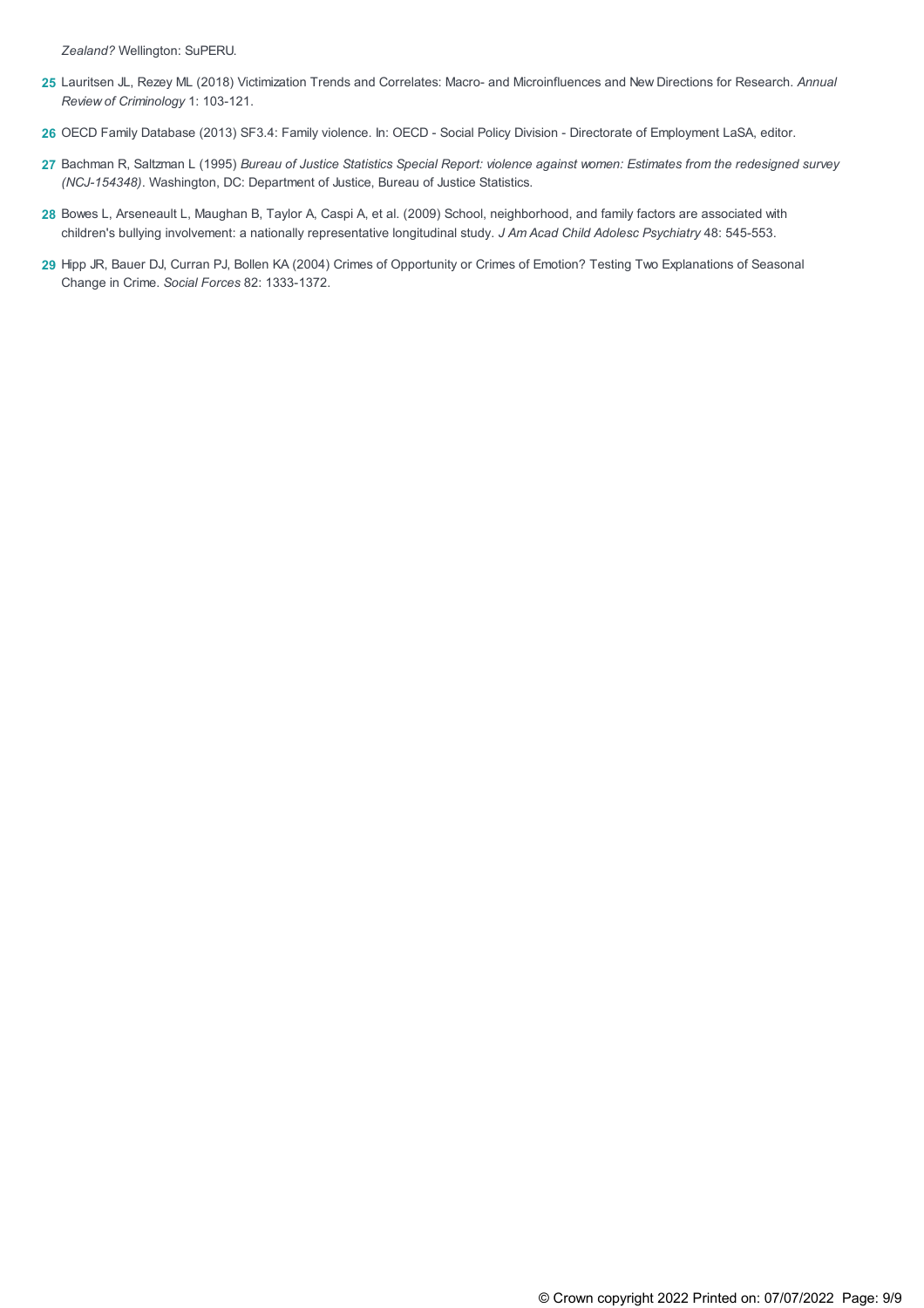*Zealand?* Wellington: SuPERU.

25. Lauritsen JL, Rezey ML (2018) Victimization Trends and Correlates: Macro- and Microinfluences and New Directions for Research. *Annual Review of Criminology* 1: 103-121.
26. OECD Family Database (2013) SF3.4: Family violence. In: OECD - Social Policy Division - Directorate of Employment LaSA, editor.
27. Bachman R, Saltzman L (1995) *Bureau of Justice Statistics Special Report: violence against women: Estimates from the redesigned survey (NCJ-154348)*. Washington, DC: Department of Justice, Bureau of Justice Statistics.
28. Bowes L, Arseneault L, Maughan B, Taylor A, Caspi A, et al. (2009) School, neighborhood, and family factors are associated with children's bullying involvement: a nationally representative longitudinal study. *J Am Acad Child Adolesc Psychiatry* 48: 545-553.
29. Hipp JR, Bauer DJ, Curran PJ, Bollen KA (2004) Crimes of Opportunity or Crimes of Emotion? Testing Two Explanations of Seasonal Change in Crime. *Social Forces* 82: 1333-1372.